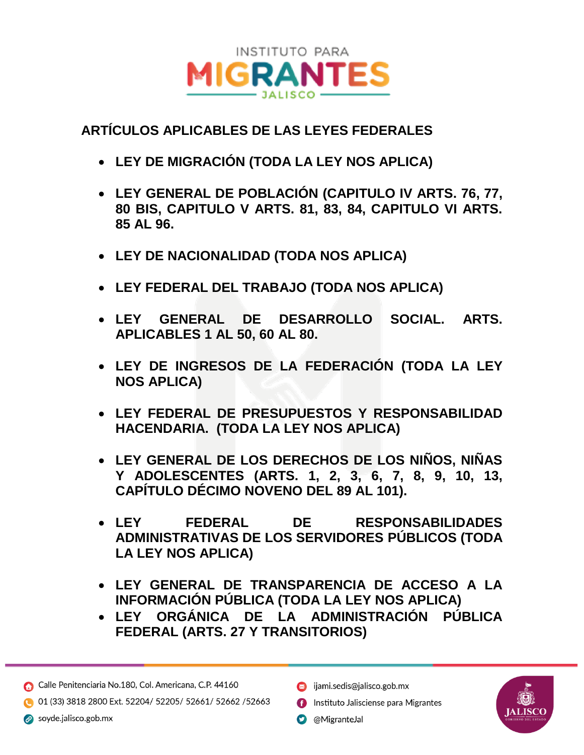## ARTÍCULOS APLICABLES DE LAS LEYES FEDERALES

- **LEY DE MIGRACIÓN (TODA LA LEY NOS APLICA)**
- **LEY GENERAL DE POBLACIÓN (CAPITULO IV ARTS. 76, 77, 80 BIS, CAPITULO V ARTS. 81, 83, 84, CAPITULO VI ARTS. 85 AL 96.**
- **LEY DE NACIONALIDAD (TODA NOS APLICA)**
- **LEY FEDERAL DEL TRABAJO (TODA NOS APLICA)**
- **LEY GENERAL DE DESARROLLO SOCIAL. ARTS. APLICABLES 1 AL 50, 60 AL 80.**
- **LEY DE INGRESOS DE LA FEDERACIÓN (TODA LA LEY NOS APLICA)**
- **LEY FEDERAL DE PRESUPUESTOS Y RESPONSABILIDAD HACENDARIA. (TODA LA LEY NOS APLICA)**
- **LEY GENERAL DE LOS DERECHOS DE LOS NIÑOS, NIÑAS Y ADOLESCENTES (ARTS. 1, 2, 3, 6, 7, 8, 9, 10, 13, CAPÍTULO DÉCIMO NOVENO DEL 89 AL 101).**
- **LEY FEDERAL DE RESPONSABILIDADES ADMINISTRATIVAS DE LOS SERVIDORES PÚBLICOS (TODA LA LEY NOS APLICA)**
- **LEY GENERAL DE TRANSPARENCIA DE ACCESO A LA INFORMACIÓN PÚBLICA (TODA LA LEY NOS APLICA)**
- **LEY ORGÁNICA DE LA ADMINISTRACIÓN PÚBLICA FEDERAL (ARTS. 27 Y TRANSITORIOS)**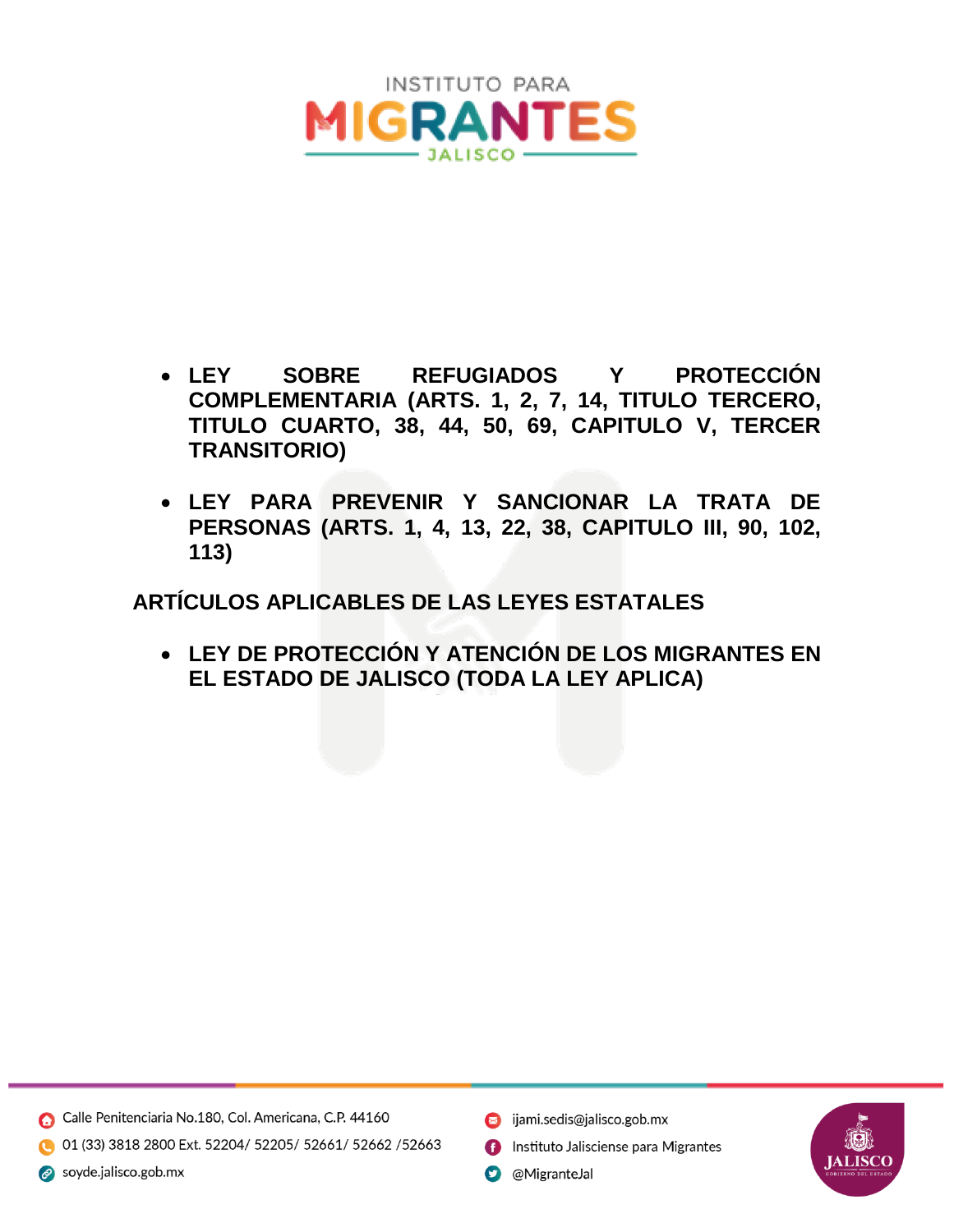- **LEY SOBRE REFUGIADOS Y PROTECCIÓN COMPLEMENTARIA (ARTS. 1, 2, 7, 14, TITULO TERCERO, TITULO CUARTO, 38, 44, 50, 69, CAPITULO V, TERCER TRANSITORIO)**

- **LEY PARA PREVENIR Y SANCIONAR LA TRATA DE PERSONAS (ARTS. 1, 4, 13, 22, 38, CAPITULO III, 90, 102, 113)**

**ARTÍCULOS APLICABLES DE LAS LEYES ESTATALES**

- **LEY DE PROTECCIÓN Y ATENCIÓN DE LOS MIGRANTES EN EL ESTADO DE JALISCO (TODA LA LEY APLICA)**